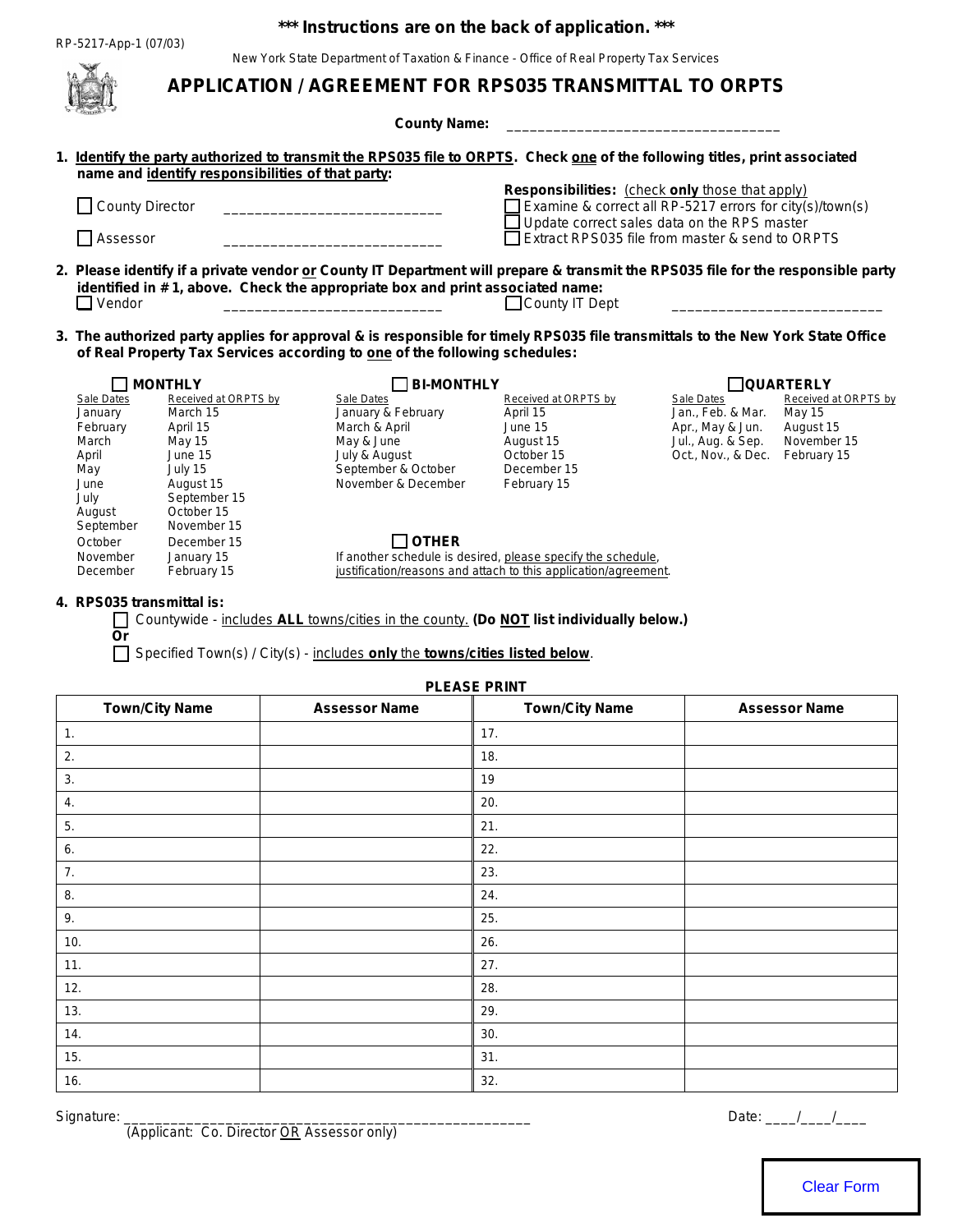**\*\*\* Instructions are on the back of application. \*\*\***

RP-5217-App-1 (07/03)

New York State Department of Taxation & Finance - Office of Real Property Tax Services

# APPLICATION / AGREEMENT FOR RPS035 TRANSMITTAL TO ORPTS

**County Name:** ___________________________________

**1. Identify the party authorized to transmit the RPS035 file to ORPTS. Check one of the following titles, print associated name and identify responsibilities of that party:**

☐ County Director ____________________________

☐ Assessor ____________________________

**Responsibilities:** (check **only** those that apply)

☐ Examine & correct all RP-5217 errors for city(s)/town(s)
☐ Update correct sales data on the RPS master
☐ Extract RPS035 file from master & send to ORPTS

**2. Please identify if a private vendor or County IT Department will prepare & transmit the RPS035 file for the responsible party identified in #1, above. Check the appropriate box and print associated name:**

☐ Vendor ____________________________ ☐ County IT Dept ____________________________

**3. The authorized party applies for approval & is responsible for timely RPS035 file transmittals to the New York State Office of Real Property Tax Services according to one of the following schedules:**

☐ **MONTHLY**

| Sale Dates | Received at ORPTS by |
|---|---|
| January | March 15 |
| February | April 15 |
| March | May 15 |
| April | June 15 |
| May | July 15 |
| June | August 15 |
| July | September 15 |
| August | October 15 |
| September | November 15 |
| October | December 15 |
| November | January 15 |
| December | February 15 |

☐ **BI-MONTHLY**

| Sale Dates | Received at ORPTS by |
|---|---|
| January & February | April 15 |
| March & April | June 15 |
| May & June | August 15 |
| July & August | October 15 |
| September & October | December 15 |
| November & December | February 15 |

☐ **QUARTERLY**

| Sale Dates | Received at ORPTS by |
|---|---|
| Jan., Feb. & Mar. | May 15 |
| Apr., May & Jun. | August 15 |
| Jul., Aug. & Sep. | November 15 |
| Oct., Nov., & Dec. | February 15 |

☐ **OTHER**

If another schedule is desired, please specify the schedule, justification/reasons and attach to this application/agreement.

**4. RPS035 transmittal is:**

☐ Countywide - includes **ALL** towns/cities in the county. **(Do NOT list individually below.)**

**Or**

☐ Specified Town(s) / City(s) - includes **only** the **towns/cities listed below**.

**PLEASE PRINT**

| Town/City Name | Assessor Name | Town/City Name | Assessor Name |
|---|---|---|---|
| 1. | | 17. | |
| 2. | | 18. | |
| 3. | | 19 | |
| 4. | | 20. | |
| 5. | | 21. | |
| 6. | | 22. | |
| 7. | | 23. | |
| 8. | | 24. | |
| 9. | | 25. | |
| 10. | | 26. | |
| 11. | | 27. | |
| 12. | | 28. | |
| 13. | | 29. | |
| 14. | | 30. | |
| 15. | | 31. | |
| 16. | | 32. | |

Signature: ____________________________________________________ Date: ____/____/____

(Applicant: Co. Director OR Assessor only)

Clear Form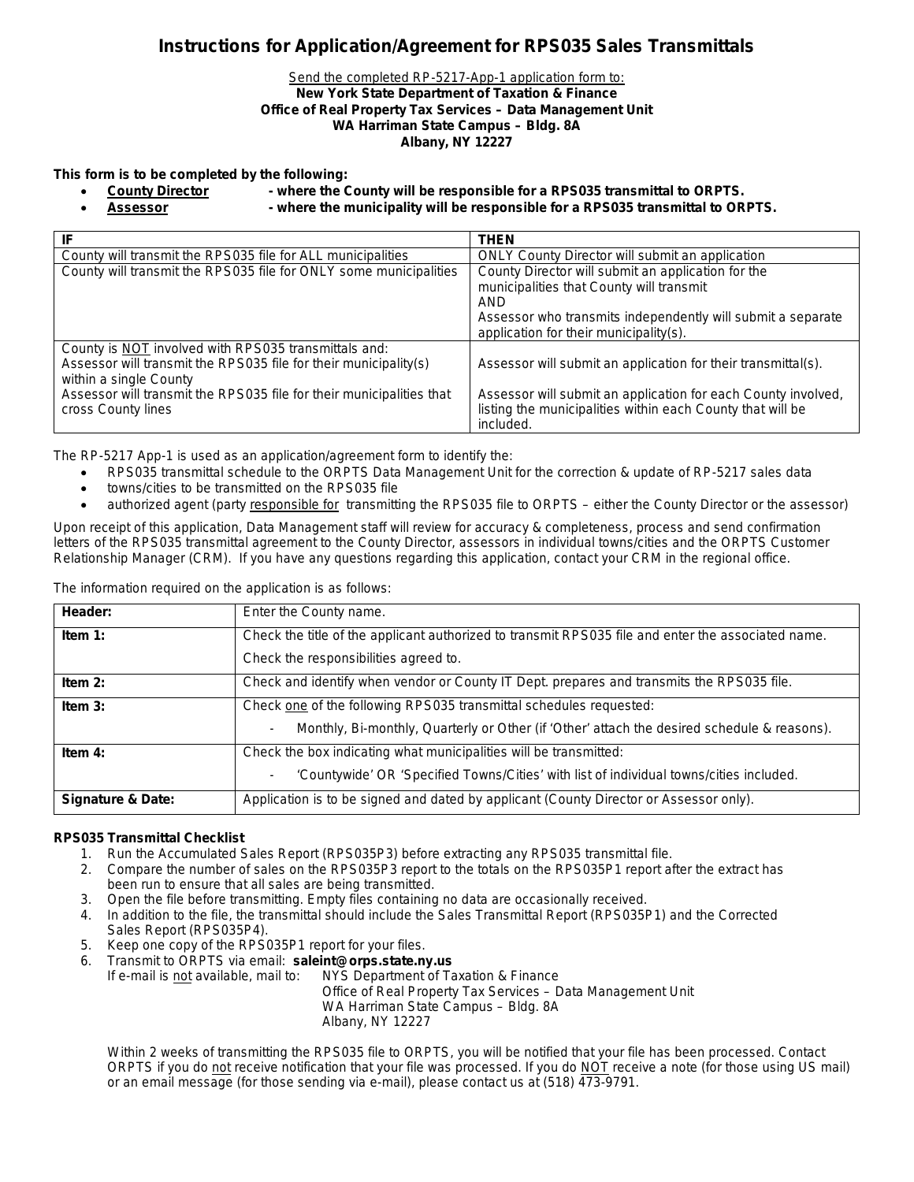# Instructions for Application/Agreement for RPS035 Sales Transmittals

Send the completed RP-5217-App-1 application form to:
**New York State Department of Taxation & Finance**
**Office of Real Property Tax Services – Data Management Unit**
**WA Harriman State Campus – Bldg. 8A**
**Albany, NY 12227**

**This form is to be completed by the following:**

- **County Director** - **where the County will be responsible for a RPS035 transmittal to ORPTS.**
- **Assessor** - **where the municipality will be responsible for a RPS035 transmittal to ORPTS.**

| IF | THEN |
|---|---|
| County will transmit the RPS035 file for ALL municipalities | ONLY County Director will submit an application |
| County will transmit the RPS035 file for ONLY some municipalities | County Director will submit an application for the municipalities that County will transmit AND Assessor who transmits independently will submit a separate application for their municipality(s). |
| County is NOT involved with RPS035 transmittals and: Assessor will transmit the RPS035 file for their municipality(s) within a single County | Assessor will submit an application for their transmittal(s). |
| Assessor will transmit the RPS035 file for their municipalities that cross County lines | Assessor will submit an application for each County involved, listing the municipalities within each County that will be included. |

The RP-5217 App-1 is used as an application/agreement form to identify the:

- RPS035 transmittal schedule to the ORPTS Data Management Unit for the correction & update of RP-5217 sales data
- towns/cities to be transmitted on the RPS035 file
- authorized agent (party responsible for transmitting the RPS035 file to ORPTS – either the County Director or the assessor)

Upon receipt of this application, Data Management staff will review for accuracy & completeness, process and send confirmation letters of the RPS035 transmittal agreement to the County Director, assessors in individual towns/cities and the ORPTS Customer Relationship Manager (CRM). If you have any questions regarding this application, contact your CRM in the regional office.

The information required on the application is as follows:

| | |
|---|---|
| **Header:** | Enter the County name. |
| **Item 1:** | Check the title of the applicant authorized to transmit RPS035 file and enter the associated name. Check the responsibilities agreed to. |
| **Item 2:** | Check and identify when vendor or County IT Dept. prepares and transmits the RPS035 file. |
| **Item 3:** | Check one of the following RPS035 transmittal schedules requested: - Monthly, Bi-monthly, Quarterly or Other (if 'Other' attach the desired schedule & reasons). |
| **Item 4:** | Check the box indicating what municipalities will be transmitted: - 'Countywide' OR 'Specified Towns/Cities' with list of individual towns/cities included. |
| **Signature & Date:** | Application is to be signed and dated by applicant (County Director or Assessor only). |

**RPS035 Transmittal Checklist**

1. Run the Accumulated Sales Report (RPS035P3) before extracting any RPS035 transmittal file.
2. Compare the number of sales on the RPS035P3 report to the totals on the RPS035P1 report after the extract has been run to ensure that all sales are being transmitted.
3. Open the file before transmitting. Empty files containing no data are occasionally received.
4. In addition to the file, the transmittal should include the Sales Transmittal Report (RPS035P1) and the Corrected Sales Report (RPS035P4).
5. Keep one copy of the RPS035P1 report for your files.
6. Transmit to ORPTS via email: **saleint@orps.state.ny.us**
   If e-mail is not available, mail to: NYS Department of Taxation & Finance
   Office of Real Property Tax Services – Data Management Unit
   WA Harriman State Campus – Bldg. 8A
   Albany, NY 12227

   Within 2 weeks of transmitting the RPS035 file to ORPTS, you will be notified that your file has been processed. Contact ORPTS if you do not receive notification that your file was processed. If you do NOT receive a note (for those using US mail) or an email message (for those sending via e-mail), please contact us at (518) 473-9791.